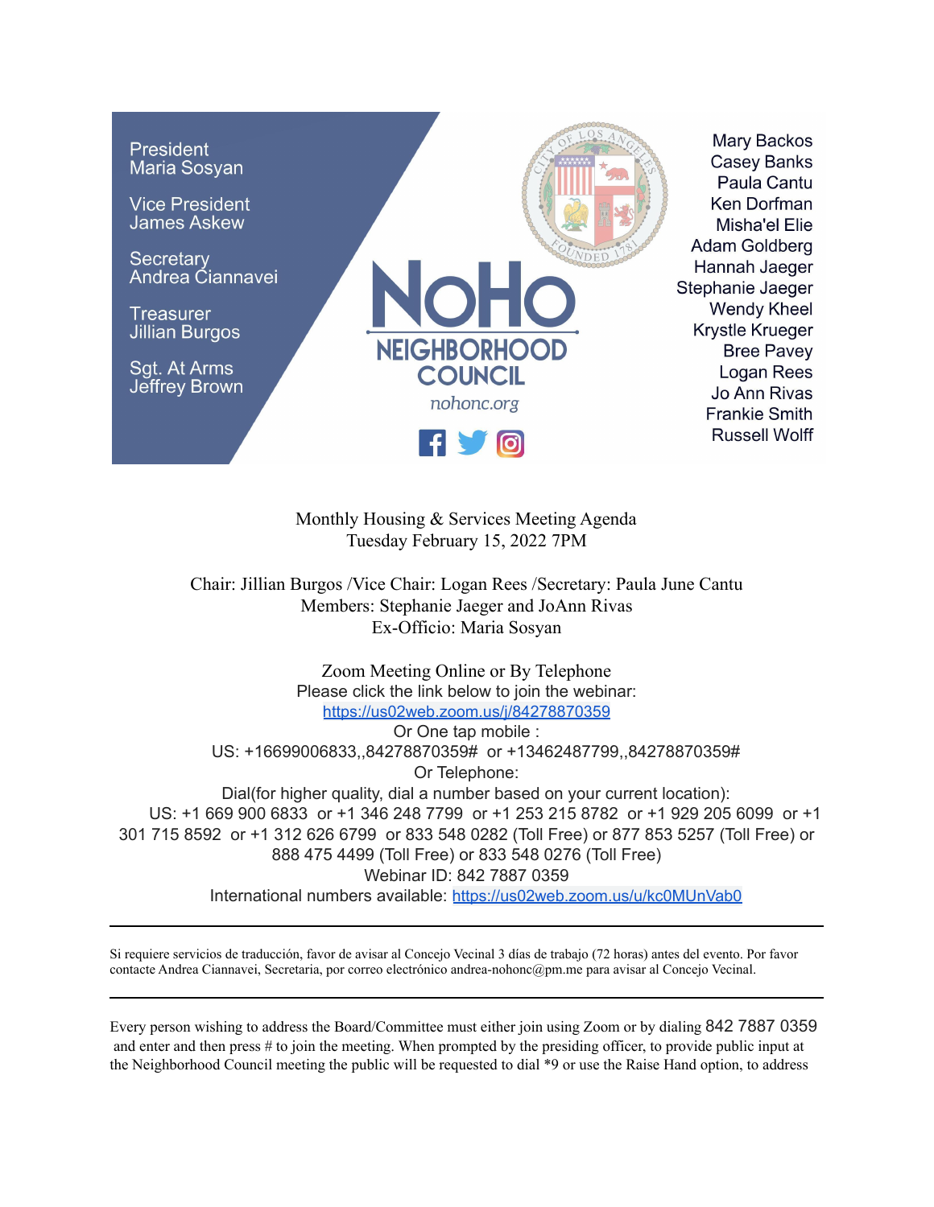President
Maria Sosyan

Vice President
James Askew

Secretary
Andrea Ciannavei

Treasurer
Jillian Burgos

Sgt. At Arms
Jeffrey Brown

# NoHo NEIGHBORHOOD COUNCIL

nohonc.org

Mary Backos
Casey Banks
Paula Cantu
Ken Dorfman
Misha'el Elie
Adam Goldberg
Hannah Jaeger
Stephanie Jaeger
Wendy Kheel
Krystle Krueger
Bree Pavey
Logan Rees
Jo Ann Rivas
Frankie Smith
Russell Wolff

Monthly Housing & Services Meeting Agenda
Tuesday February 15, 2022 7PM

Chair: Jillian Burgos /Vice Chair: Logan Rees /Secretary: Paula June Cantu
Members: Stephanie Jaeger and JoAnn Rivas
Ex-Officio: Maria Sosyan

Zoom Meeting Online or By Telephone
Please click the link below to join the webinar:
https://us02web.zoom.us/j/84278870359
Or One tap mobile :
US: +16699006833,,84278870359# or +13462487799,,84278870359#
Or Telephone:
Dial(for higher quality, dial a number based on your current location):
US: +1 669 900 6833 or +1 346 248 7799 or +1 253 215 8782 or +1 929 205 6099 or +1 301 715 8592 or +1 312 626 6799 or 833 548 0282 (Toll Free) or 877 853 5257 (Toll Free) or 888 475 4499 (Toll Free) or 833 548 0276 (Toll Free)
Webinar ID: 842 7887 0359
International numbers available: https://us02web.zoom.us/u/kc0MUnVab0

---

Si requiere servicios de traducción, favor de avisar al Concejo Vecinal 3 días de trabajo (72 horas) antes del evento. Por favor contacte Andrea Ciannavei, Secretaria, por correo electrónico andrea-nohonc@pm.me para avisar al Concejo Vecinal.

---

Every person wishing to address the Board/Committee must either join using Zoom or by dialing 842 7887 0359 and enter and then press # to join the meeting. When prompted by the presiding officer, to provide public input at the Neighborhood Council meeting the public will be requested to dial *9 or use the Raise Hand option, to address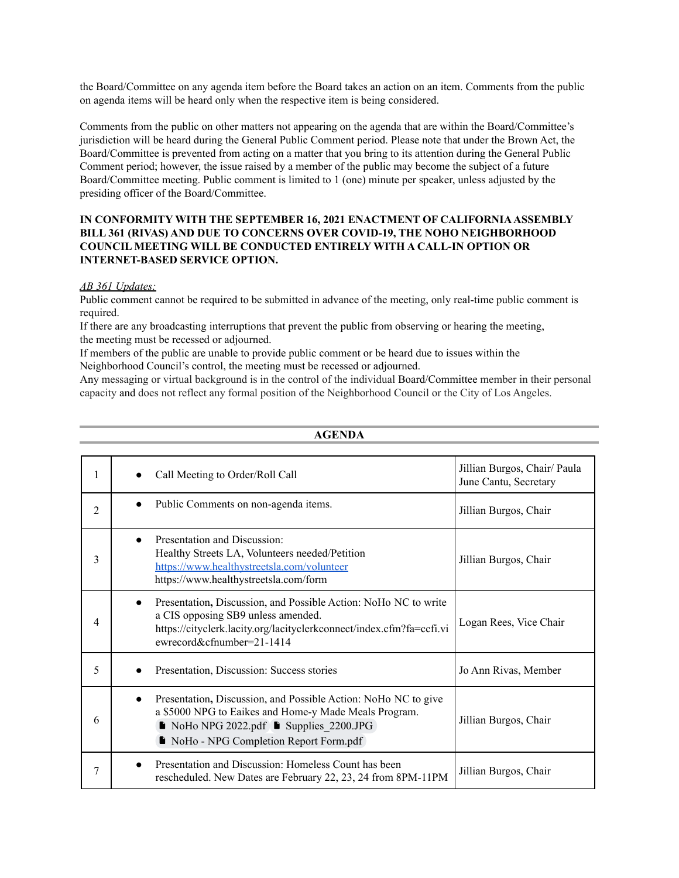the Board/Committee on any agenda item before the Board takes an action on an item. Comments from the public on agenda items will be heard only when the respective item is being considered.

Comments from the public on other matters not appearing on the agenda that are within the Board/Committee's jurisdiction will be heard during the General Public Comment period. Please note that under the Brown Act, the Board/Committee is prevented from acting on a matter that you bring to its attention during the General Public Comment period; however, the issue raised by a member of the public may become the subject of a future Board/Committee meeting. Public comment is limited to 1 (one) minute per speaker, unless adjusted by the presiding officer of the Board/Committee.

**IN CONFORMITY WITH THE SEPTEMBER 16, 2021 ENACTMENT OF CALIFORNIA ASSEMBLY BILL 361 (RIVAS) AND DUE TO CONCERNS OVER COVID-19, THE NOHO NEIGHBORHOOD COUNCIL MEETING WILL BE CONDUCTED ENTIRELY WITH A CALL-IN OPTION OR INTERNET-BASED SERVICE OPTION.**

*AB 361 Updates:*
Public comment cannot be required to be submitted in advance of the meeting, only real-time public comment is required.
If there are any broadcasting interruptions that prevent the public from observing or hearing the meeting, the meeting must be recessed or adjourned.
If members of the public are unable to provide public comment or be heard due to issues within the Neighborhood Council's control, the meeting must be recessed or adjourned.
Any messaging or virtual background is in the control of the individual Board/Committee member in their personal capacity and does not reflect any formal position of the Neighborhood Council or the City of Los Angeles.

## AGENDA

| # | Item | Presenter |
|---|---|---|
| 1 | • Call Meeting to Order/Roll Call | Jillian Burgos, Chair/ Paula June Cantu, Secretary |
| 2 | • Public Comments on non-agenda items. | Jillian Burgos, Chair |
| 3 | • Presentation and Discussion: Healthy Streets LA, Volunteers needed/Petition https://www.healthystreetsla.com/volunteer https://www.healthystreetsla.com/form | Jillian Burgos, Chair |
| 4 | • Presentation**,** Discussion, and Possible Action: NoHo NC to write a CIS opposing SB9 unless amended. https://cityclerk.lacity.org/lacityclerkconnect/index.cfm?fa=ccfi.viewrecord&cfnumber=21-1414 | Logan Rees, Vice Chair |
| 5 | • Presentation, Discussion: Success stories | Jo Ann Rivas, Member |
| 6 | • Presentation**,** Discussion, and Possible Action: NoHo NC to give a $5000 NPG to Eaikes and Home-y Made Meals Program. NoHo NPG 2022.pdf Supplies_2200.JPG NoHo - NPG Completion Report Form.pdf | Jillian Burgos, Chair |
| 7 | • Presentation and Discussion: Homeless Count has been rescheduled. New Dates are February 22, 23, 24 from 8PM-11PM | Jillian Burgos, Chair |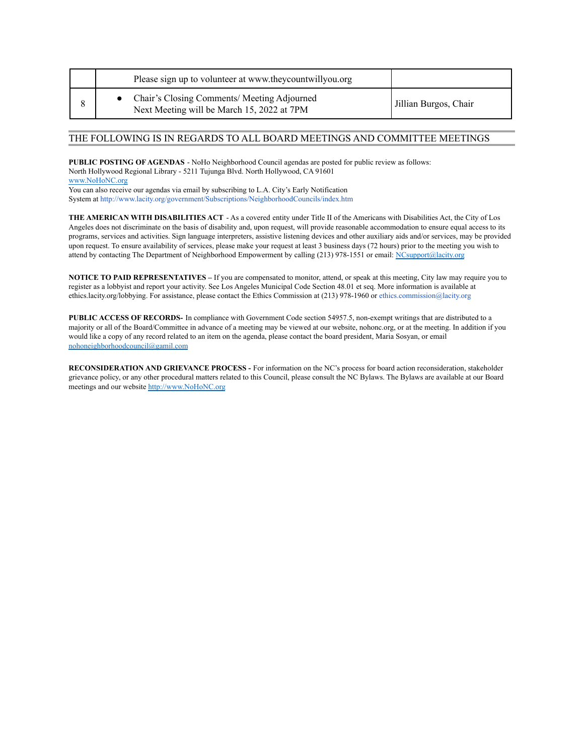| | | |
|---|---|---|
| | Please sign up to volunteer at www.theycountwillyou.org | |
| 8 | • Chair's Closing Comments/ Meeting Adjourned<br>Next Meeting will be March 15, 2022 at 7PM | Jillian Burgos, Chair |

## THE FOLLOWING IS IN REGARDS TO ALL BOARD MEETINGS AND COMMITTEE MEETINGS

**PUBLIC POSTING OF AGENDAS** - NoHo Neighborhood Council agendas are posted for public review as follows:
North Hollywood Regional Library - 5211 Tujunga Blvd. North Hollywood, CA 91601
www.NoHoNC.org
You can also receive our agendas via email by subscribing to L.A. City's Early Notification
System at http://www.lacity.org/government/Subscriptions/NeighborhoodCouncils/index.htm

**THE AMERICAN WITH DISABILITIES ACT** - As a covered entity under Title II of the Americans with Disabilities Act, the City of Los Angeles does not discriminate on the basis of disability and, upon request, will provide reasonable accommodation to ensure equal access to its programs, services and activities. Sign language interpreters, assistive listening devices and other auxiliary aids and/or services, may be provided upon request. To ensure availability of services, please make your request at least 3 business days (72 hours) prior to the meeting you wish to attend by contacting The Department of Neighborhood Empowerment by calling (213) 978-1551 or email: NCsupport@lacity.org

**NOTICE TO PAID REPRESENTATIVES –** If you are compensated to monitor, attend, or speak at this meeting, City law may require you to register as a lobbyist and report your activity. See Los Angeles Municipal Code Section 48.01 et seq. More information is available at ethics.lacity.org/lobbying. For assistance, please contact the Ethics Commission at (213) 978-1960 or ethics.commission@lacity.org

**PUBLIC ACCESS OF RECORDS-** In compliance with Government Code section 54957.5, non-exempt writings that are distributed to a majority or all of the Board/Committee in advance of a meeting may be viewed at our website, nohonc.org, or at the meeting. In addition if you would like a copy of any record related to an item on the agenda, please contact the board president, Maria Sosyan, or email nohoneighborhoodcouncil@gamil.com

**RECONSIDERATION AND GRIEVANCE PROCESS -** For information on the NC's process for board action reconsideration, stakeholder grievance policy, or any other procedural matters related to this Council, please consult the NC Bylaws. The Bylaws are available at our Board meetings and our website http://www.NoHoNC.org